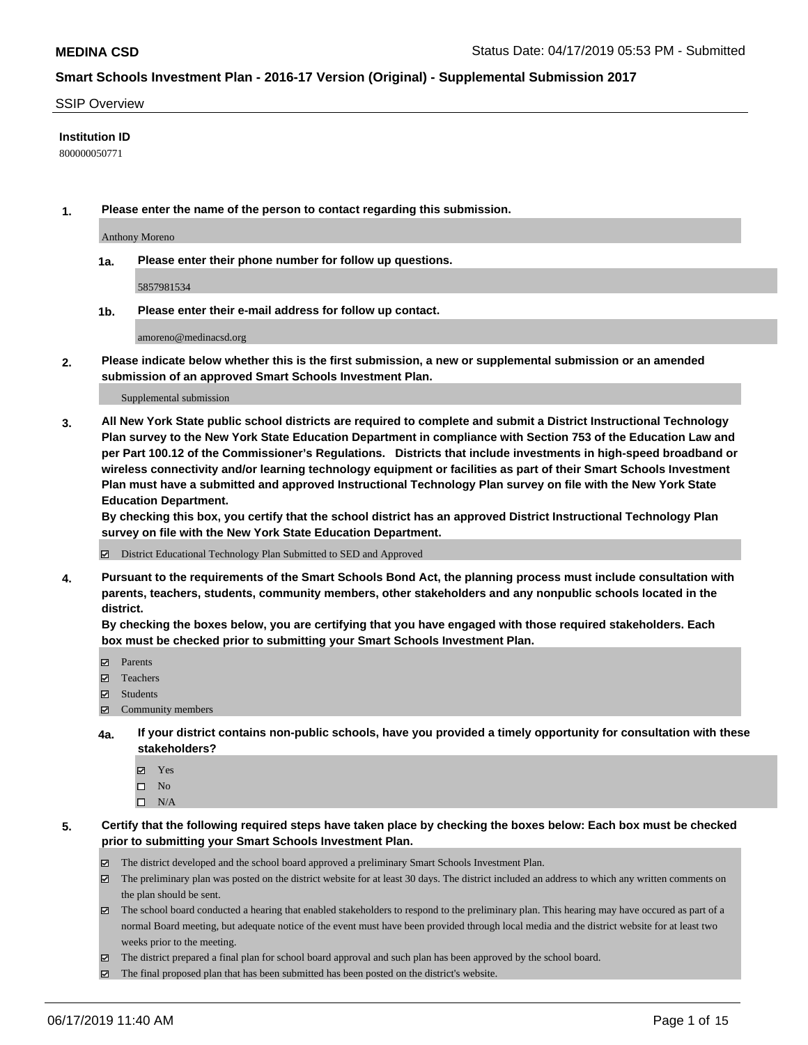**MEDINA CSD**

Status Date: 04/17/2019 05:53 PM - Submitted

## Smart Schools Investment Plan - 2016-17 Version (Original) - Supplemental Submission 2017

SSIP Overview

**Institution ID**

800000050771

**1. Please enter the name of the person to contact regarding this submission.**

Anthony Moreno

**1a. Please enter their phone number for follow up questions.**

5857981534

**1b. Please enter their e-mail address for follow up contact.**

amoreno@medinacsd.org

**2. Please indicate below whether this is the first submission, a new or supplemental submission or an amended submission of an approved Smart Schools Investment Plan.**

Supplemental submission

**3. All New York State public school districts are required to complete and submit a District Instructional Technology Plan survey to the New York State Education Department in compliance with Section 753 of the Education Law and per Part 100.12 of the Commissioner's Regulations. Districts that include investments in high-speed broadband or wireless connectivity and/or learning technology equipment or facilities as part of their Smart Schools Investment Plan must have a submitted and approved Instructional Technology Plan survey on file with the New York State Education Department.**
**By checking this box, you certify that the school district has an approved District Instructional Technology Plan survey on file with the New York State Education Department.**

- [x] District Educational Technology Plan Submitted to SED and Approved

**4. Pursuant to the requirements of the Smart Schools Bond Act, the planning process must include consultation with parents, teachers, students, community members, other stakeholders and any nonpublic schools located in the district.**
**By checking the boxes below, you are certifying that you have engaged with those required stakeholders. Each box must be checked prior to submitting your Smart Schools Investment Plan.**

- [x] Parents
- [x] Teachers
- [x] Students
- [x] Community members

**4a. If your district contains non-public schools, have you provided a timely opportunity for consultation with these stakeholders?**

- [x] Yes
- [ ] No
- [ ] N/A

**5. Certify that the following required steps have taken place by checking the boxes below: Each box must be checked prior to submitting your Smart Schools Investment Plan.**

- [x] The district developed and the school board approved a preliminary Smart Schools Investment Plan.
- [x] The preliminary plan was posted on the district website for at least 30 days. The district included an address to which any written comments on the plan should be sent.
- [x] The school board conducted a hearing that enabled stakeholders to respond to the preliminary plan. This hearing may have occured as part of a normal Board meeting, but adequate notice of the event must have been provided through local media and the district website for at least two weeks prior to the meeting.
- [x] The district prepared a final plan for school board approval and such plan has been approved by the school board.
- [x] The final proposed plan that has been submitted has been posted on the district's website.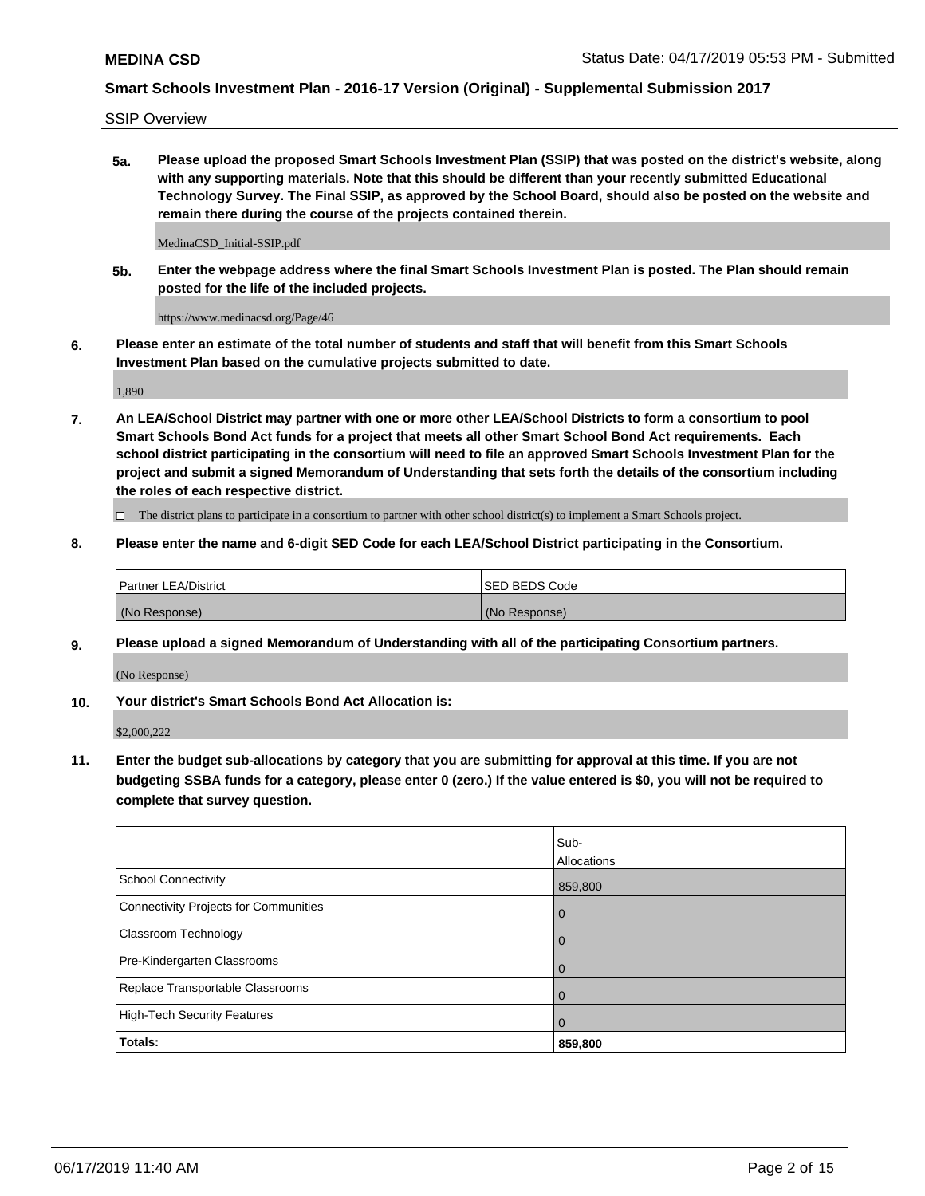SSIP Overview

**5a. Please upload the proposed Smart Schools Investment Plan (SSIP) that was posted on the district's website, along with any supporting materials. Note that this should be different than your recently submitted Educational Technology Survey. The Final SSIP, as approved by the School Board, should also be posted on the website and remain there during the course of the projects contained therein.**

MedinaCSD_Initial-SSIP.pdf

**5b. Enter the webpage address where the final Smart Schools Investment Plan is posted. The Plan should remain posted for the life of the included projects.**

https://www.medinacsd.org/Page/46

**6. Please enter an estimate of the total number of students and staff that will benefit from this Smart Schools Investment Plan based on the cumulative projects submitted to date.**

1,890

**7. An LEA/School District may partner with one or more other LEA/School Districts to form a consortium to pool Smart Schools Bond Act funds for a project that meets all other Smart School Bond Act requirements. Each school district participating in the consortium will need to file an approved Smart Schools Investment Plan for the project and submit a signed Memorandum of Understanding that sets forth the details of the consortium including the roles of each respective district.**

☐ The district plans to participate in a consortium to partner with other school district(s) to implement a Smart Schools project.

**8. Please enter the name and 6-digit SED Code for each LEA/School District participating in the Consortium.**

| Partner LEA/District | SED BEDS Code |
|---|---|
| (No Response) | (No Response) |

**9. Please upload a signed Memorandum of Understanding with all of the participating Consortium partners.**

(No Response)

**10. Your district's Smart Schools Bond Act Allocation is:**

$2,000,222

**11. Enter the budget sub-allocations by category that you are submitting for approval at this time. If you are not budgeting SSBA funds for a category, please enter 0 (zero.) If the value entered is $0, you will not be required to complete that survey question.**

| | Sub-Allocations |
|---|---|
| School Connectivity | 859,800 |
| Connectivity Projects for Communities | 0 |
| Classroom Technology | 0 |
| Pre-Kindergarten Classrooms | 0 |
| Replace Transportable Classrooms | 0 |
| High-Tech Security Features | 0 |
| **Totals:** | **859,800** |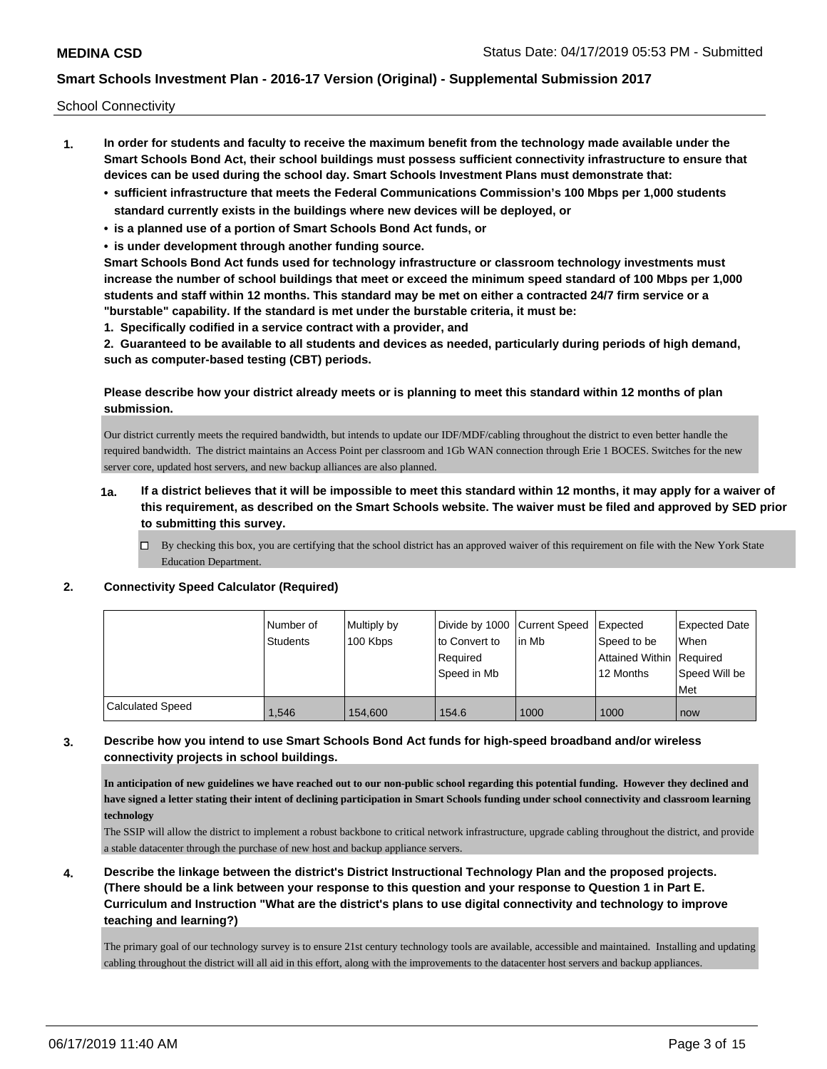School Connectivity

1. **In order for students and faculty to receive the maximum benefit from the technology made available under the Smart Schools Bond Act, their school buildings must possess sufficient connectivity infrastructure to ensure that devices can be used during the school day. Smart Schools Investment Plans must demonstrate that:**
   - **sufficient infrastructure that meets the Federal Communications Commission's 100 Mbps per 1,000 students standard currently exists in the buildings where new devices will be deployed, or**
   - **is a planned use of a portion of Smart Schools Bond Act funds, or**
   - **is under development through another funding source.**

   **Smart Schools Bond Act funds used for technology infrastructure or classroom technology investments must increase the number of school buildings that meet or exceed the minimum speed standard of 100 Mbps per 1,000 students and staff within 12 months. This standard may be met on either a contracted 24/7 firm service or a "burstable" capability. If the standard is met under the burstable criteria, it must be:**

   **1. Specifically codified in a service contract with a provider, and**

   **2. Guaranteed to be available to all students and devices as needed, particularly during periods of high demand, such as computer-based testing (CBT) periods.**

   **Please describe how your district already meets or is planning to meet this standard within 12 months of plan submission.**

   Our district currently meets the required bandwidth, but intends to update our IDF/MDF/cabling throughout the district to even better handle the required bandwidth. The district maintains an Access Point per classroom and 1Gb WAN connection through Erie 1 BOCES. Switches for the new server core, updated host servers, and new backup alliances are also planned.

   **1a. If a district believes that it will be impossible to meet this standard within 12 months, it may apply for a waiver of this requirement, as described on the Smart Schools website. The waiver must be filed and approved by SED prior to submitting this survey.**

   ☐ By checking this box, you are certifying that the school district has an approved waiver of this requirement on file with the New York State Education Department.

2. **Connectivity Speed Calculator (Required)**

| | Number of Students | Multiply by 100 Kbps | Divide by 1000 to Convert to Required Speed in Mb | Current Speed in Mb | Expected Speed to be Attained Within 12 Months | Expected Date When Required Speed Will be Met |
|---|---|---|---|---|---|---|
| Calculated Speed | 1,546 | 154,600 | 154.6 | 1000 | 1000 | now |

3. **Describe how you intend to use Smart Schools Bond Act funds for high-speed broadband and/or wireless connectivity projects in school buildings.**

   **In anticipation of new guidelines we have reached out to our non-public school regarding this potential funding. However they declined and have signed a letter stating their intent of declining participation in Smart Schools funding under school connectivity and classroom learning technology**

   The SSIP will allow the district to implement a robust backbone to critical network infrastructure, upgrade cabling throughout the district, and provide a stable datacenter through the purchase of new host and backup appliance servers.

4. **Describe the linkage between the district's District Instructional Technology Plan and the proposed projects. (There should be a link between your response to this question and your response to Question 1 in Part E. Curriculum and Instruction "What are the district's plans to use digital connectivity and technology to improve teaching and learning?)**

   The primary goal of our technology survey is to ensure 21st century technology tools are available, accessible and maintained. Installing and updating cabling throughout the district will all aid in this effort, along with the improvements to the datacenter host servers and backup appliances.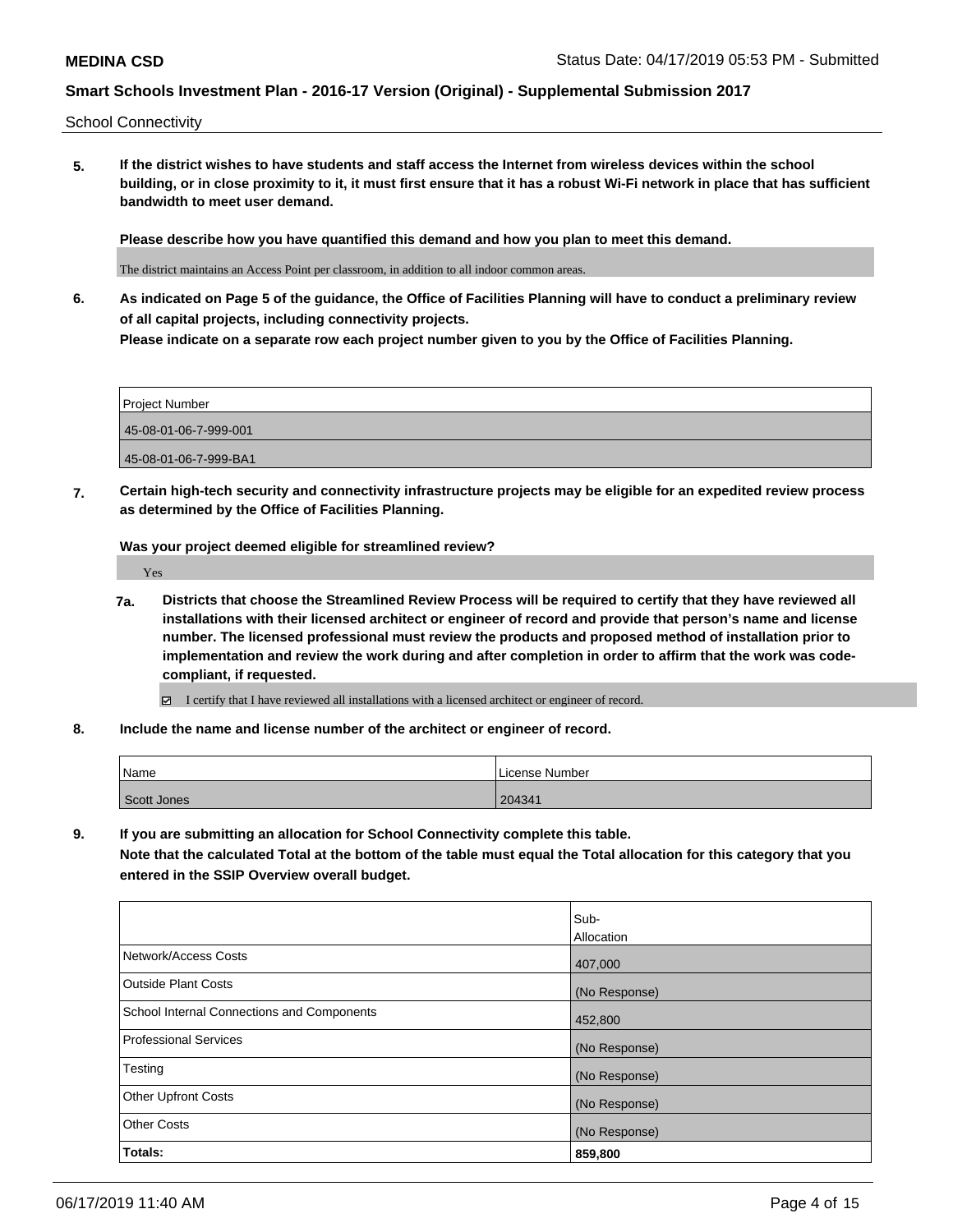School Connectivity

**5. If the district wishes to have students and staff access the Internet from wireless devices within the school building, or in close proximity to it, it must first ensure that it has a robust Wi-Fi network in place that has sufficient bandwidth to meet user demand.**

**Please describe how you have quantified this demand and how you plan to meet this demand.**

The district maintains an Access Point per classroom, in addition to all indoor common areas.

**6. As indicated on Page 5 of the guidance, the Office of Facilities Planning will have to conduct a preliminary review of all capital projects, including connectivity projects.**
**Please indicate on a separate row each project number given to you by the Office of Facilities Planning.**

| Project Number |
|---|
| 45-08-01-06-7-999-001 |
| 45-08-01-06-7-999-BA1 |

**7. Certain high-tech security and connectivity infrastructure projects may be eligible for an expedited review process as determined by the Office of Facilities Planning.**

**Was your project deemed eligible for streamlined review?**

Yes

**7a. Districts that choose the Streamlined Review Process will be required to certify that they have reviewed all installations with their licensed architect or engineer of record and provide that person's name and license number. The licensed professional must review the products and proposed method of installation prior to implementation and review the work during and after completion in order to affirm that the work was code-compliant, if requested.**

☑ I certify that I have reviewed all installations with a licensed architect or engineer of record.

**8. Include the name and license number of the architect or engineer of record.**

| Name | License Number |
|---|---|
| Scott Jones | 204341 |

**9. If you are submitting an allocation for School Connectivity complete this table.**
**Note that the calculated Total at the bottom of the table must equal the Total allocation for this category that you entered in the SSIP Overview overall budget.**

| | Sub-Allocation |
|---|---|
| Network/Access Costs | 407,000 |
| Outside Plant Costs | (No Response) |
| School Internal Connections and Components | 452,800 |
| Professional Services | (No Response) |
| Testing | (No Response) |
| Other Upfront Costs | (No Response) |
| Other Costs | (No Response) |
| **Totals:** | **859,800** |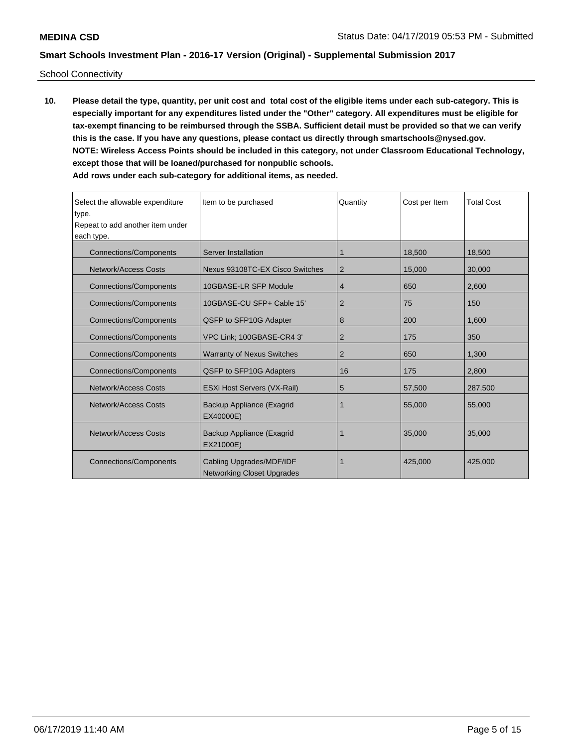School Connectivity

10. **Please detail the type, quantity, per unit cost and total cost of the eligible items under each sub-category. This is especially important for any expenditures listed under the "Other" category. All expenditures must be eligible for tax-exempt financing to be reimbursed through the SSBA. Sufficient detail must be provided so that we can verify this is the case. If you have any questions, please contact us directly through smartschools@nysed.gov.**
    **NOTE: Wireless Access Points should be included in this category, not under Classroom Educational Technology, except those that will be loaned/purchased for nonpublic schools.**
    **Add rows under each sub-category for additional items, as needed.**

| Select the allowable expenditure type. Repeat to add another item under each type. | Item to be purchased | Quantity | Cost per Item | Total Cost |
|---|---|---|---|---|
| Connections/Components | Server Installation | 1 | 18,500 | 18,500 |
| Network/Access Costs | Nexus 93108TC-EX Cisco Switches | 2 | 15,000 | 30,000 |
| Connections/Components | 10GBASE-LR SFP Module | 4 | 650 | 2,600 |
| Connections/Components | 10GBASE-CU SFP+ Cable 15' | 2 | 75 | 150 |
| Connections/Components | QSFP to SFP10G Adapter | 8 | 200 | 1,600 |
| Connections/Components | VPC Link; 100GBASE-CR4 3' | 2 | 175 | 350 |
| Connections/Components | Warranty of Nexus Switches | 2 | 650 | 1,300 |
| Connections/Components | QSFP to SFP10G Adapters | 16 | 175 | 2,800 |
| Network/Access Costs | ESXi Host Servers (VX-Rail) | 5 | 57,500 | 287,500 |
| Network/Access Costs | Backup Appliance (Exagrid EX40000E) | 1 | 55,000 | 55,000 |
| Network/Access Costs | Backup Appliance (Exagrid EX21000E) | 1 | 35,000 | 35,000 |
| Connections/Components | Cabling Upgrades/MDF/IDF Networking Closet Upgrades | 1 | 425,000 | 425,000 |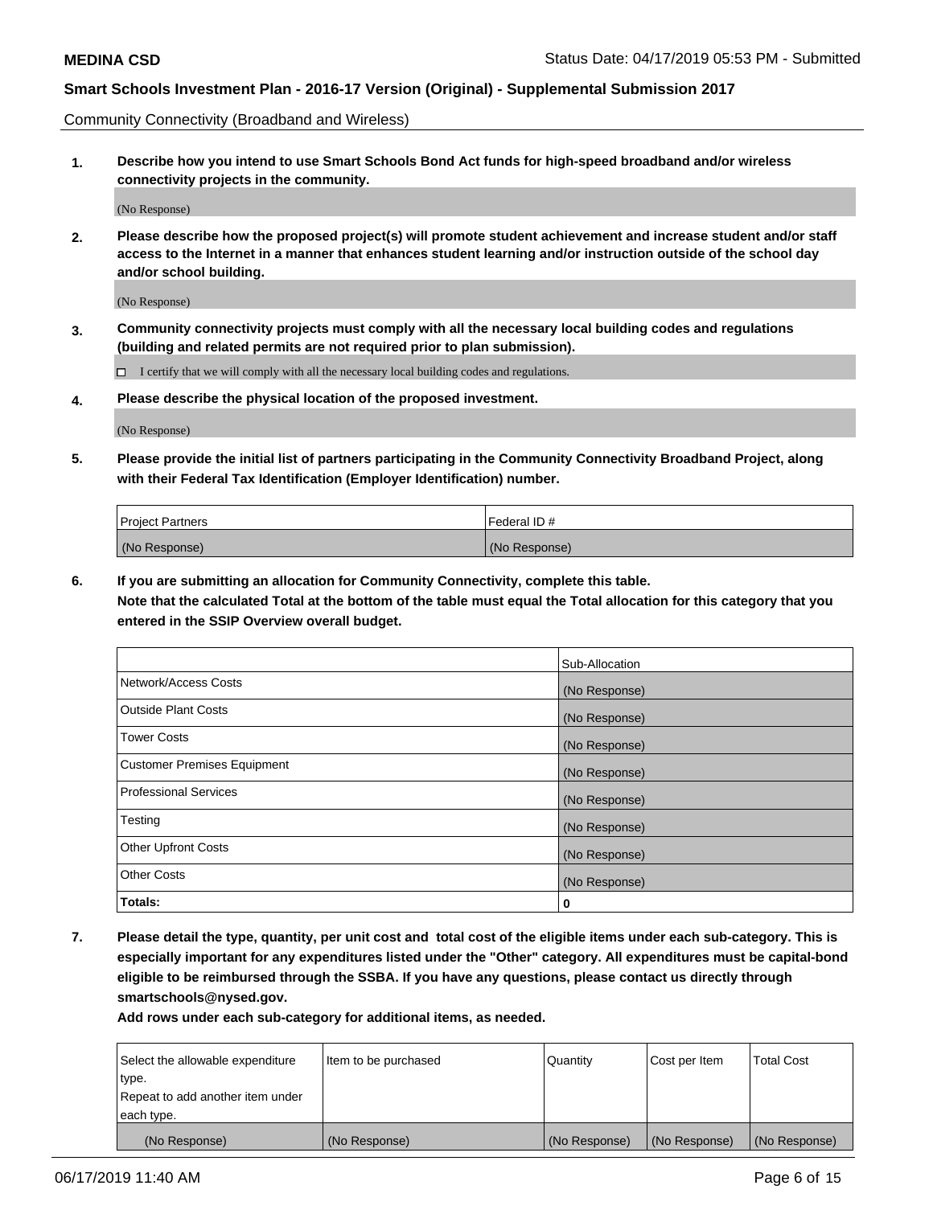Community Connectivity (Broadband and Wireless)

**1. Describe how you intend to use Smart Schools Bond Act funds for high-speed broadband and/or wireless connectivity projects in the community.**

(No Response)

**2. Please describe how the proposed project(s) will promote student achievement and increase student and/or staff access to the Internet in a manner that enhances student learning and/or instruction outside of the school day and/or school building.**

(No Response)

**3. Community connectivity projects must comply with all the necessary local building codes and regulations (building and related permits are not required prior to plan submission).**

☐ I certify that we will comply with all the necessary local building codes and regulations.

**4. Please describe the physical location of the proposed investment.**

(No Response)

**5. Please provide the initial list of partners participating in the Community Connectivity Broadband Project, along with their Federal Tax Identification (Employer Identification) number.**

| Project Partners | Federal ID # |
|---|---|
| (No Response) | (No Response) |

**6. If you are submitting an allocation for Community Connectivity, complete this table. Note that the calculated Total at the bottom of the table must equal the Total allocation for this category that you entered in the SSIP Overview overall budget.**

| | Sub-Allocation |
|---|---|
| Network/Access Costs | (No Response) |
| Outside Plant Costs | (No Response) |
| Tower Costs | (No Response) |
| Customer Premises Equipment | (No Response) |
| Professional Services | (No Response) |
| Testing | (No Response) |
| Other Upfront Costs | (No Response) |
| Other Costs | (No Response) |
| **Totals:** | **0** |

**7. Please detail the type, quantity, per unit cost and total cost of the eligible items under each sub-category. This is especially important for any expenditures listed under the "Other" category. All expenditures must be capital-bond eligible to be reimbursed through the SSBA. If you have any questions, please contact us directly through smartschools@nysed.gov.**

**Add rows under each sub-category for additional items, as needed.**

| Select the allowable expenditure type. Repeat to add another item under each type. | Item to be purchased | Quantity | Cost per Item | Total Cost |
|---|---|---|---|---|
| (No Response) | (No Response) | (No Response) | (No Response) | (No Response) |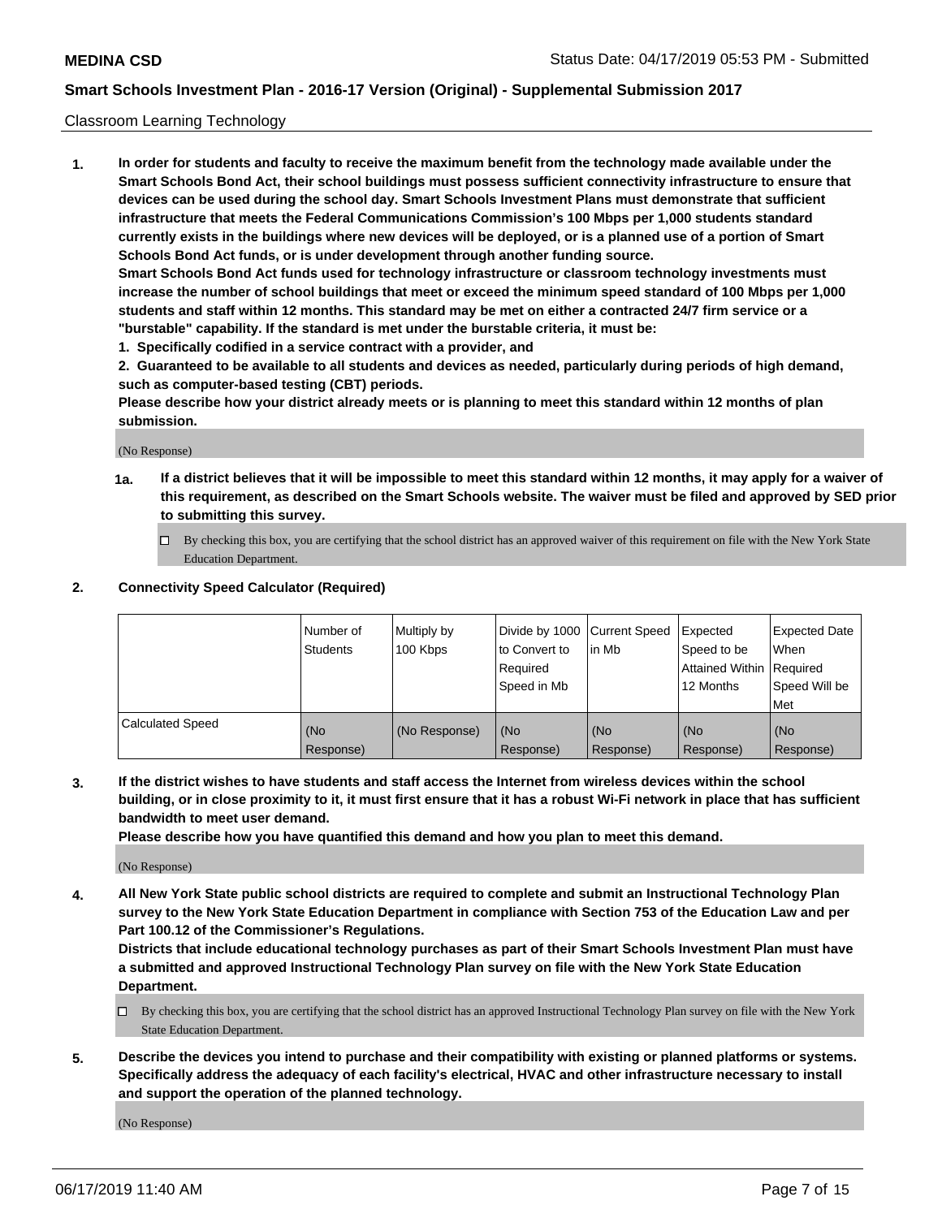Classroom Learning Technology

**1. In order for students and faculty to receive the maximum benefit from the technology made available under the Smart Schools Bond Act, their school buildings must possess sufficient connectivity infrastructure to ensure that devices can be used during the school day. Smart Schools Investment Plans must demonstrate that sufficient infrastructure that meets the Federal Communications Commission's 100 Mbps per 1,000 students standard currently exists in the buildings where new devices will be deployed, or is a planned use of a portion of Smart Schools Bond Act funds, or is under development through another funding source.**

**Smart Schools Bond Act funds used for technology infrastructure or classroom technology investments must increase the number of school buildings that meet or exceed the minimum speed standard of 100 Mbps per 1,000 students and staff within 12 months. This standard may be met on either a contracted 24/7 firm service or a "burstable" capability. If the standard is met under the burstable criteria, it must be:**

**1. Specifically codified in a service contract with a provider, and**

**2. Guaranteed to be available to all students and devices as needed, particularly during periods of high demand, such as computer-based testing (CBT) periods.**

**Please describe how your district already meets or is planning to meet this standard within 12 months of plan submission.**

(No Response)

**1a. If a district believes that it will be impossible to meet this standard within 12 months, it may apply for a waiver of this requirement, as described on the Smart Schools website. The waiver must be filed and approved by SED prior to submitting this survey.**

☐ By checking this box, you are certifying that the school district has an approved waiver of this requirement on file with the New York State Education Department.

**2. Connectivity Speed Calculator (Required)**

| | Number of Students | Multiply by 100 Kbps | Divide by 1000 to Convert to Required Speed in Mb | Current Speed in Mb | Expected Speed to be Attained Within 12 Months | Expected Date When Required Speed Will be Met |
|---|---|---|---|---|---|---|
| Calculated Speed | (No Response) | (No Response) | (No Response) | (No Response) | (No Response) | (No Response) |

**3. If the district wishes to have students and staff access the Internet from wireless devices within the school building, or in close proximity to it, it must first ensure that it has a robust Wi-Fi network in place that has sufficient bandwidth to meet user demand.**

**Please describe how you have quantified this demand and how you plan to meet this demand.**

(No Response)

**4. All New York State public school districts are required to complete and submit an Instructional Technology Plan survey to the New York State Education Department in compliance with Section 753 of the Education Law and per Part 100.12 of the Commissioner's Regulations.**

**Districts that include educational technology purchases as part of their Smart Schools Investment Plan must have a submitted and approved Instructional Technology Plan survey on file with the New York State Education Department.**

☐ By checking this box, you are certifying that the school district has an approved Instructional Technology Plan survey on file with the New York State Education Department.

**5. Describe the devices you intend to purchase and their compatibility with existing or planned platforms or systems. Specifically address the adequacy of each facility's electrical, HVAC and other infrastructure necessary to install and support the operation of the planned technology.**

(No Response)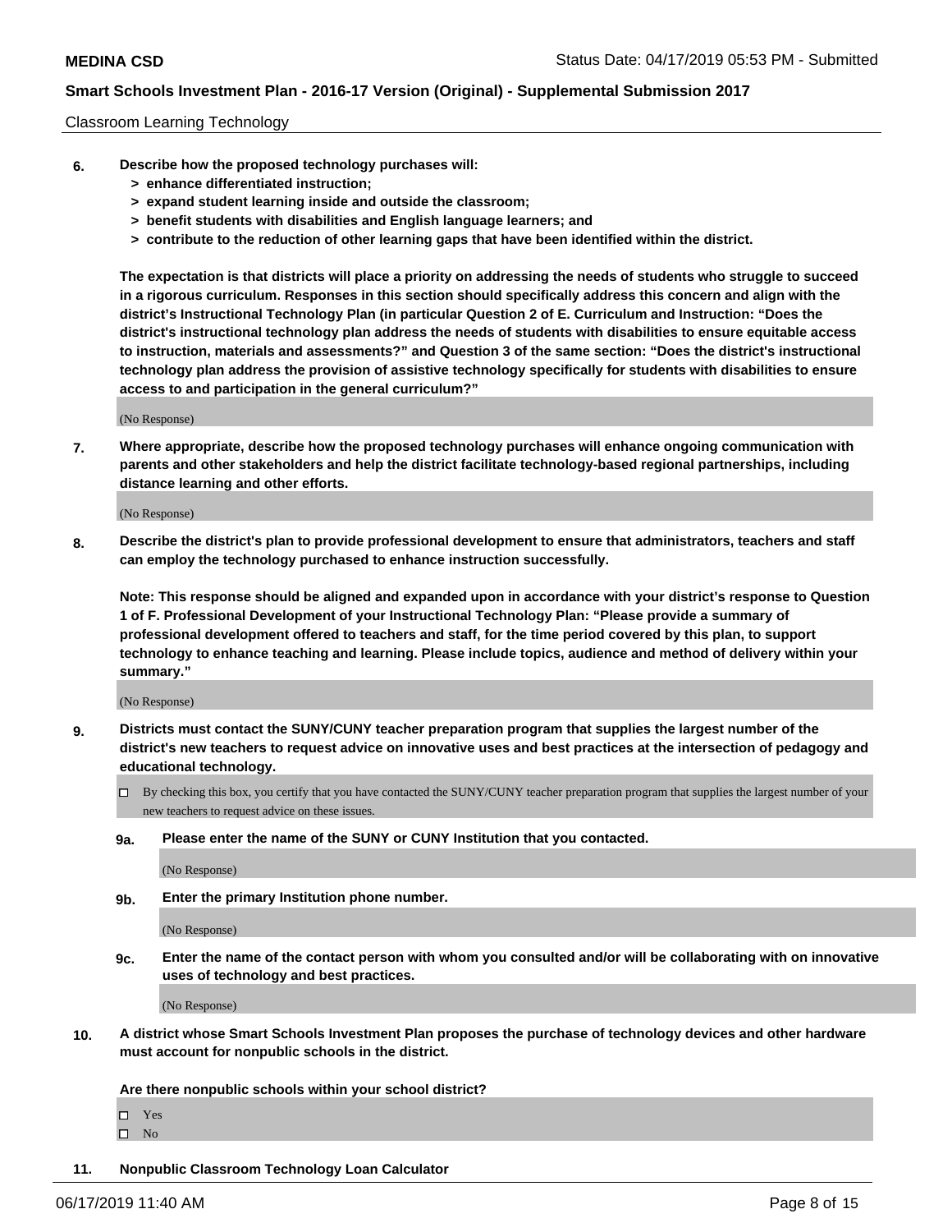Classroom Learning Technology

**6. Describe how the proposed technology purchases will:**
- **> enhance differentiated instruction;**
- **> expand student learning inside and outside the classroom;**
- **> benefit students with disabilities and English language learners; and**
- **> contribute to the reduction of other learning gaps that have been identified within the district.**

**The expectation is that districts will place a priority on addressing the needs of students who struggle to succeed in a rigorous curriculum. Responses in this section should specifically address this concern and align with the district's Instructional Technology Plan (in particular Question 2 of E. Curriculum and Instruction: "Does the district's instructional technology plan address the needs of students with disabilities to ensure equitable access to instruction, materials and assessments?" and Question 3 of the same section: "Does the district's instructional technology plan address the provision of assistive technology specifically for students with disabilities to ensure access to and participation in the general curriculum?"**

(No Response)

**7. Where appropriate, describe how the proposed technology purchases will enhance ongoing communication with parents and other stakeholders and help the district facilitate technology-based regional partnerships, including distance learning and other efforts.**

(No Response)

**8. Describe the district's plan to provide professional development to ensure that administrators, teachers and staff can employ the technology purchased to enhance instruction successfully.**

**Note: This response should be aligned and expanded upon in accordance with your district's response to Question 1 of F. Professional Development of your Instructional Technology Plan: "Please provide a summary of professional development offered to teachers and staff, for the time period covered by this plan, to support technology to enhance teaching and learning. Please include topics, audience and method of delivery within your summary."**

(No Response)

**9. Districts must contact the SUNY/CUNY teacher preparation program that supplies the largest number of the district's new teachers to request advice on innovative uses and best practices at the intersection of pedagogy and educational technology.**

☐ By checking this box, you certify that you have contacted the SUNY/CUNY teacher preparation program that supplies the largest number of your new teachers to request advice on these issues.

**9a. Please enter the name of the SUNY or CUNY Institution that you contacted.**

(No Response)

**9b. Enter the primary Institution phone number.**

(No Response)

**9c. Enter the name of the contact person with whom you consulted and/or will be collaborating with on innovative uses of technology and best practices.**

(No Response)

**10. A district whose Smart Schools Investment Plan proposes the purchase of technology devices and other hardware must account for nonpublic schools in the district.**

**Are there nonpublic schools within your school district?**

☐ Yes
☐ No

**11. Nonpublic Classroom Technology Loan Calculator**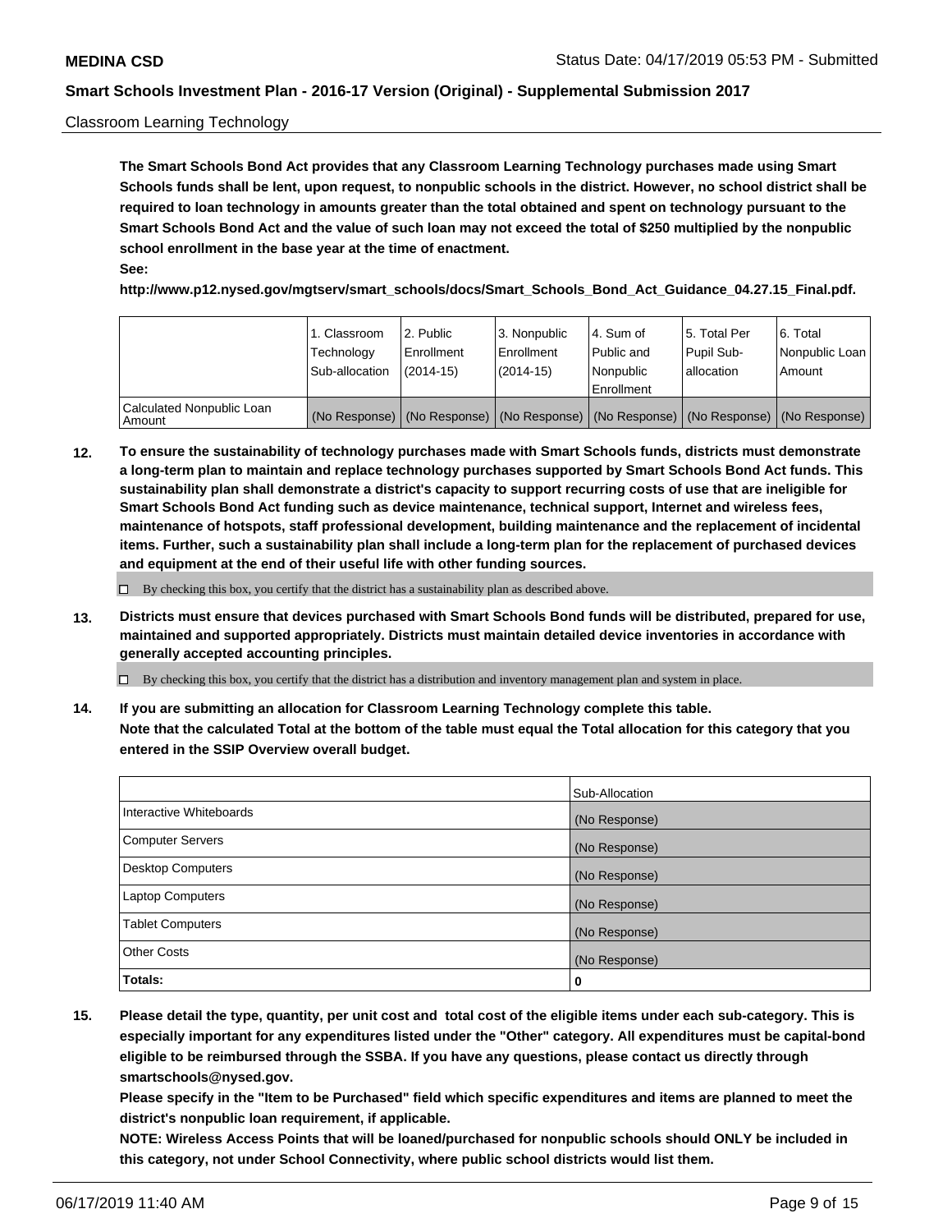Classroom Learning Technology

**The Smart Schools Bond Act provides that any Classroom Learning Technology purchases made using Smart Schools funds shall be lent, upon request, to nonpublic schools in the district. However, no school district shall be required to loan technology in amounts greater than the total obtained and spent on technology pursuant to the Smart Schools Bond Act and the value of such loan may not exceed the total of $250 multiplied by the nonpublic school enrollment in the base year at the time of enactment.**

**See:**

**http://www.p12.nysed.gov/mgtserv/smart_schools/docs/Smart_Schools_Bond_Act_Guidance_04.27.15_Final.pdf.**

| | 1. Classroom Technology Sub-allocation | 2. Public Enrollment (2014-15) | 3. Nonpublic Enrollment (2014-15) | 4. Sum of Public and Nonpublic Enrollment | 5. Total Per Pupil Sub-allocation | 6. Total Nonpublic Loan Amount |
|---|---|---|---|---|---|---|
| Calculated Nonpublic Loan Amount | (No Response) | (No Response) | (No Response) | (No Response) | (No Response) | (No Response) |

**12. To ensure the sustainability of technology purchases made with Smart Schools funds, districts must demonstrate a long-term plan to maintain and replace technology purchases supported by Smart Schools Bond Act funds. This sustainability plan shall demonstrate a district's capacity to support recurring costs of use that are ineligible for Smart Schools Bond Act funding such as device maintenance, technical support, Internet and wireless fees, maintenance of hotspots, staff professional development, building maintenance and the replacement of incidental items. Further, such a sustainability plan shall include a long-term plan for the replacement of purchased devices and equipment at the end of their useful life with other funding sources.**

☐ By checking this box, you certify that the district has a sustainability plan as described above.

**13. Districts must ensure that devices purchased with Smart Schools Bond funds will be distributed, prepared for use, maintained and supported appropriately. Districts must maintain detailed device inventories in accordance with generally accepted accounting principles.**

☐ By checking this box, you certify that the district has a distribution and inventory management plan and system in place.

**14. If you are submitting an allocation for Classroom Learning Technology complete this table. Note that the calculated Total at the bottom of the table must equal the Total allocation for this category that you entered in the SSIP Overview overall budget.**

| | Sub-Allocation |
|---|---|
| Interactive Whiteboards | (No Response) |
| Computer Servers | (No Response) |
| Desktop Computers | (No Response) |
| Laptop Computers | (No Response) |
| Tablet Computers | (No Response) |
| Other Costs | (No Response) |
| **Totals:** | **0** |

**15. Please detail the type, quantity, per unit cost and total cost of the eligible items under each sub-category. This is especially important for any expenditures listed under the "Other" category. All expenditures must be capital-bond eligible to be reimbursed through the SSBA. If you have any questions, please contact us directly through smartschools@nysed.gov.**

**Please specify in the "Item to be Purchased" field which specific expenditures and items are planned to meet the district's nonpublic loan requirement, if applicable.**

**NOTE: Wireless Access Points that will be loaned/purchased for nonpublic schools should ONLY be included in this category, not under School Connectivity, where public school districts would list them.**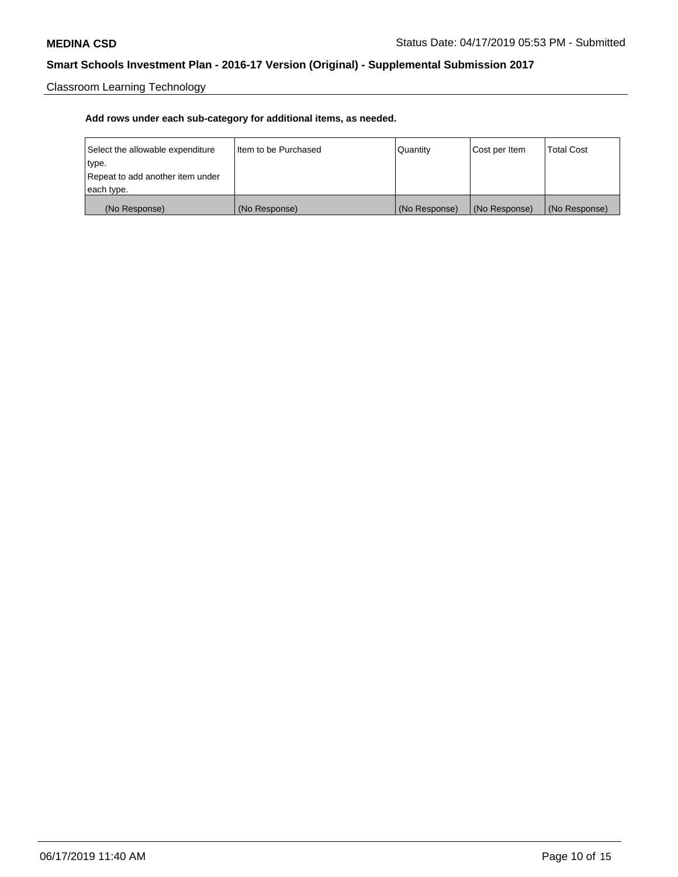Classroom Learning Technology

**Add rows under each sub-category for additional items, as needed.**

| Select the allowable expenditure type. Repeat to add another item under each type. | Item to be Purchased | Quantity | Cost per Item | Total Cost |
| --- | --- | --- | --- | --- |
| (No Response) | (No Response) | (No Response) | (No Response) | (No Response) |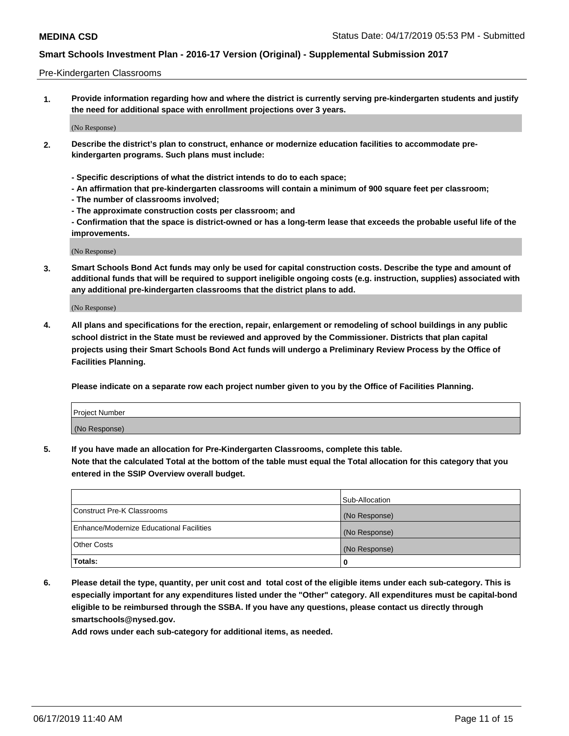Pre-Kindergarten Classrooms

**1. Provide information regarding how and where the district is currently serving pre-kindergarten students and justify the need for additional space with enrollment projections over 3 years.**

(No Response)

**2. Describe the district's plan to construct, enhance or modernize education facilities to accommodate pre-kindergarten programs. Such plans must include:**

**- Specific descriptions of what the district intends to do to each space;**
**- An affirmation that pre-kindergarten classrooms will contain a minimum of 900 square feet per classroom;**
**- The number of classrooms involved;**
**- The approximate construction costs per classroom; and**
**- Confirmation that the space is district-owned or has a long-term lease that exceeds the probable useful life of the improvements.**

(No Response)

**3. Smart Schools Bond Act funds may only be used for capital construction costs. Describe the type and amount of additional funds that will be required to support ineligible ongoing costs (e.g. instruction, supplies) associated with any additional pre-kindergarten classrooms that the district plans to add.**

(No Response)

**4. All plans and specifications for the erection, repair, enlargement or remodeling of school buildings in any public school district in the State must be reviewed and approved by the Commissioner. Districts that plan capital projects using their Smart Schools Bond Act funds will undergo a Preliminary Review Process by the Office of Facilities Planning.**

**Please indicate on a separate row each project number given to you by the Office of Facilities Planning.**

| Project Number |
|---|
| (No Response) |

**5. If you have made an allocation for Pre-Kindergarten Classrooms, complete this table.**
**Note that the calculated Total at the bottom of the table must equal the Total allocation for this category that you entered in the SSIP Overview overall budget.**

| | Sub-Allocation |
|---|---|
| Construct Pre-K Classrooms | (No Response) |
| Enhance/Modernize Educational Facilities | (No Response) |
| Other Costs | (No Response) |
| **Totals:** | **0** |

**6. Please detail the type, quantity, per unit cost and total cost of the eligible items under each sub-category. This is especially important for any expenditures listed under the "Other" category. All expenditures must be capital-bond eligible to be reimbursed through the SSBA. If you have any questions, please contact us directly through smartschools@nysed.gov.**
**Add rows under each sub-category for additional items, as needed.**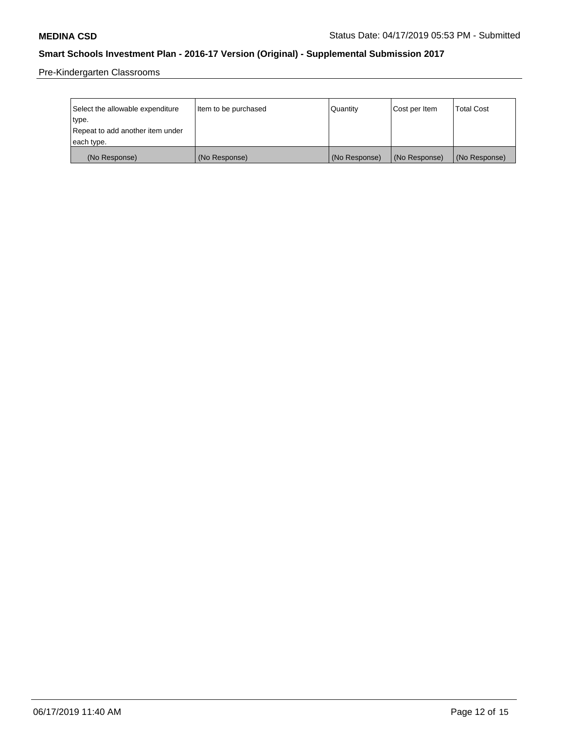Pre-Kindergarten Classrooms

| Select the allowable expenditure type. Repeat to add another item under each type. | Item to be purchased | Quantity | Cost per Item | Total Cost |
|---|---|---|---|---|
| (No Response) | (No Response) | (No Response) | (No Response) | (No Response) |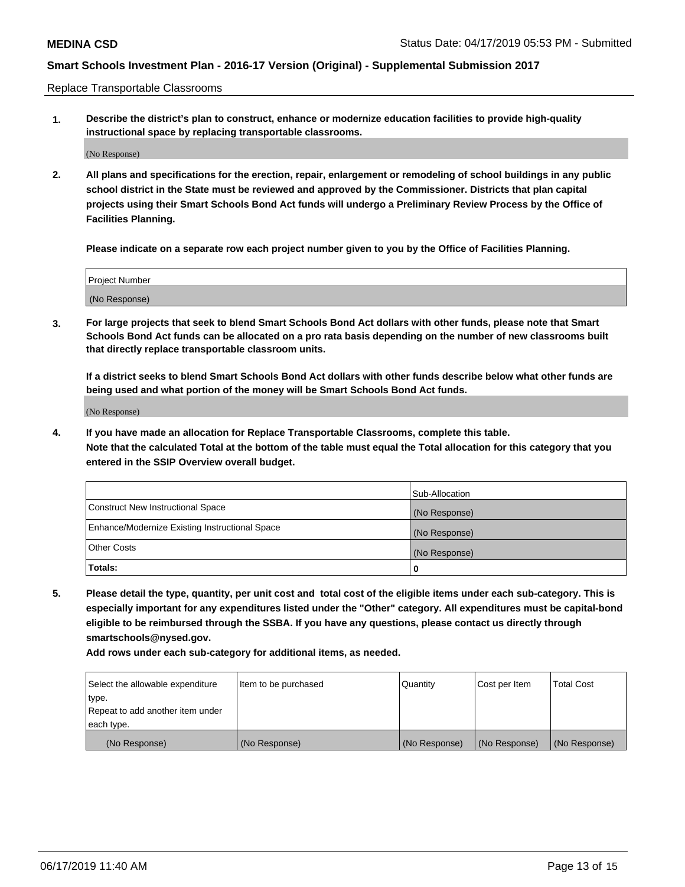Replace Transportable Classrooms

1. **Describe the district's plan to construct, enhance or modernize education facilities to provide high-quality instructional space by replacing transportable classrooms.**

   (No Response)

2. **All plans and specifications for the erection, repair, enlargement or remodeling of school buildings in any public school district in the State must be reviewed and approved by the Commissioner. Districts that plan capital projects using their Smart Schools Bond Act funds will undergo a Preliminary Review Process by the Office of Facilities Planning.**

   **Please indicate on a separate row each project number given to you by the Office of Facilities Planning.**

| Project Number |
|---|
| (No Response) |

3. **For large projects that seek to blend Smart Schools Bond Act dollars with other funds, please note that Smart Schools Bond Act funds can be allocated on a pro rata basis depending on the number of new classrooms built that directly replace transportable classroom units.**

   **If a district seeks to blend Smart Schools Bond Act dollars with other funds describe below what other funds are being used and what portion of the money will be Smart Schools Bond Act funds.**

   (No Response)

4. **If you have made an allocation for Replace Transportable Classrooms, complete this table.**
   **Note that the calculated Total at the bottom of the table must equal the Total allocation for this category that you entered in the SSIP Overview overall budget.**

| | Sub-Allocation |
|---|---|
| Construct New Instructional Space | (No Response) |
| Enhance/Modernize Existing Instructional Space | (No Response) |
| Other Costs | (No Response) |
| **Totals:** | **0** |

5. **Please detail the type, quantity, per unit cost and total cost of the eligible items under each sub-category. This is especially important for any expenditures listed under the "Other" category. All expenditures must be capital-bond eligible to be reimbursed through the SSBA. If you have any questions, please contact us directly through smartschools@nysed.gov.**

   **Add rows under each sub-category for additional items, as needed.**

| Select the allowable expenditure type. Repeat to add another item under each type. | Item to be purchased | Quantity | Cost per Item | Total Cost |
|---|---|---|---|---|
| (No Response) | (No Response) | (No Response) | (No Response) | (No Response) |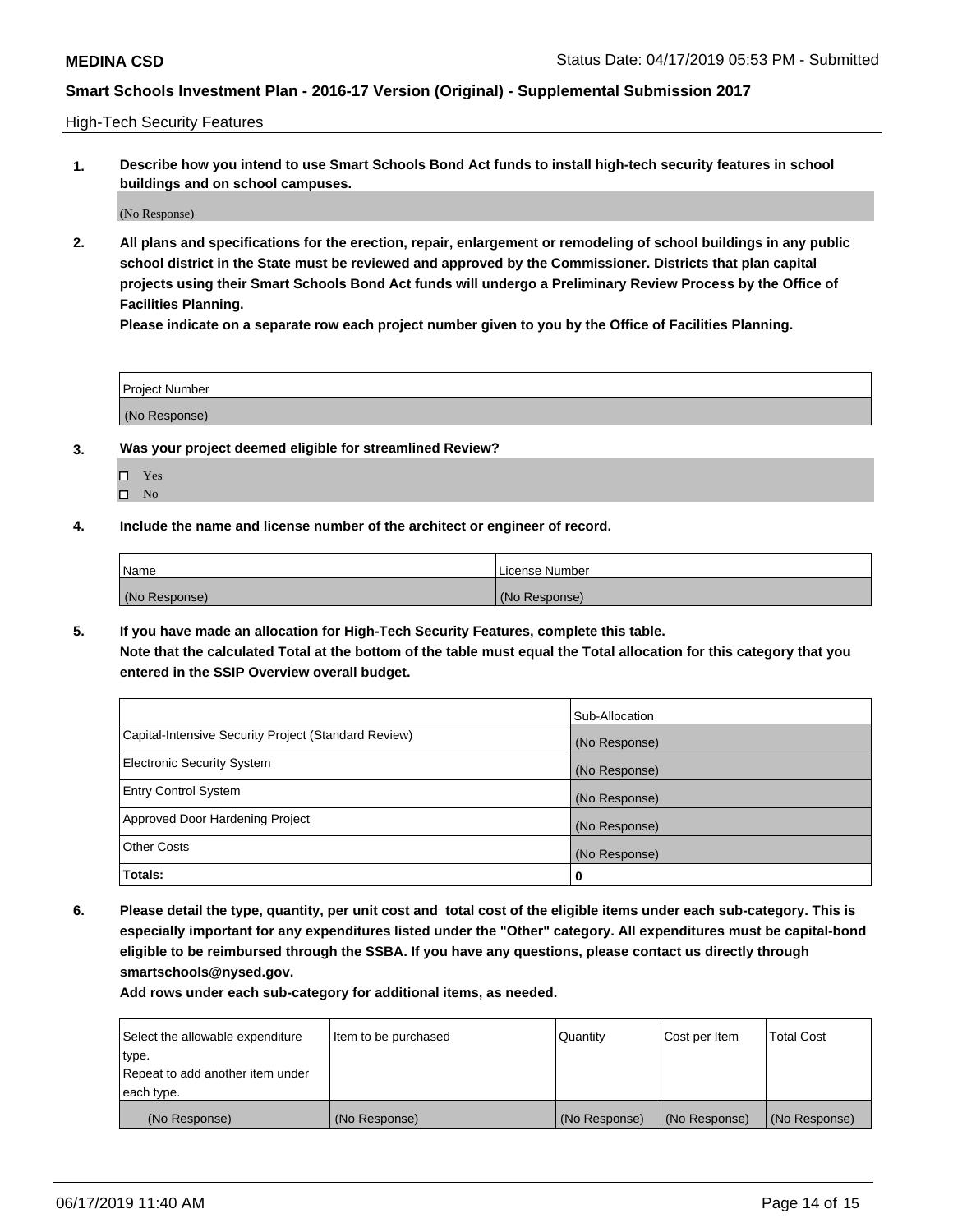High-Tech Security Features

**1. Describe how you intend to use Smart Schools Bond Act funds to install high-tech security features in school buildings and on school campuses.**

(No Response)

**2. All plans and specifications for the erection, repair, enlargement or remodeling of school buildings in any public school district in the State must be reviewed and approved by the Commissioner. Districts that plan capital projects using their Smart Schools Bond Act funds will undergo a Preliminary Review Process by the Office of Facilities Planning.**

**Please indicate on a separate row each project number given to you by the Office of Facilities Planning.**

| Project Number |
| --- |
| (No Response) |

**3. Was your project deemed eligible for streamlined Review?**

- ☐ Yes
- ☐ No

**4. Include the name and license number of the architect or engineer of record.**

| Name | License Number |
| --- | --- |
| (No Response) | (No Response) |

**5. If you have made an allocation for High-Tech Security Features, complete this table.**
**Note that the calculated Total at the bottom of the table must equal the Total allocation for this category that you entered in the SSIP Overview overall budget.**

| | Sub-Allocation |
| --- | --- |
| Capital-Intensive Security Project (Standard Review) | (No Response) |
| Electronic Security System | (No Response) |
| Entry Control System | (No Response) |
| Approved Door Hardening Project | (No Response) |
| Other Costs | (No Response) |
| **Totals:** | **0** |

**6. Please detail the type, quantity, per unit cost and total cost of the eligible items under each sub-category. This is especially important for any expenditures listed under the "Other" category. All expenditures must be capital-bond eligible to be reimbursed through the SSBA. If you have any questions, please contact us directly through smartschools@nysed.gov.**

**Add rows under each sub-category for additional items, as needed.**

| Select the allowable expenditure type. Repeat to add another item under each type. | Item to be purchased | Quantity | Cost per Item | Total Cost |
| --- | --- | --- | --- | --- |
| (No Response) | (No Response) | (No Response) | (No Response) | (No Response) |